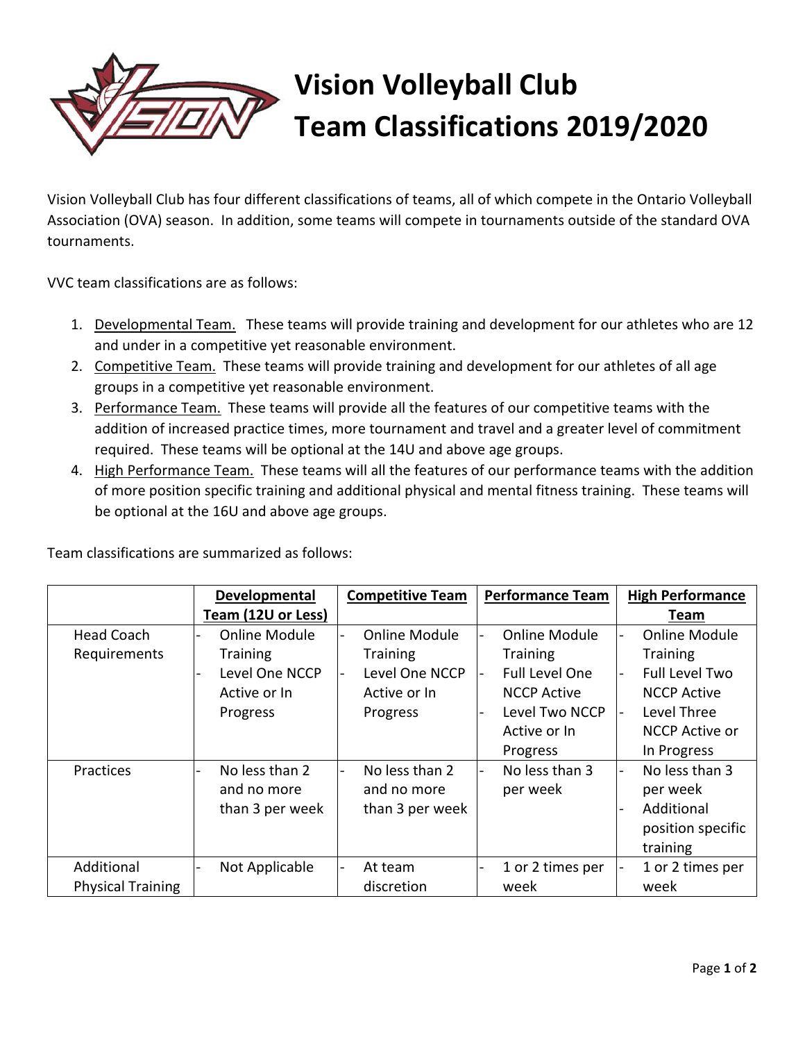# Vision Volleyball Club
# Team Classifications 2019/2020

Vision Volleyball Club has four different classifications of teams, all of which compete in the Ontario Volleyball Association (OVA) season. In addition, some teams will compete in tournaments outside of the standard OVA tournaments.

VVC team classifications are as follows:

1. Developmental Team. These teams will provide training and development for our athletes who are 12 and under in a competitive yet reasonable environment.
2. Competitive Team. These teams will provide training and development for our athletes of all age groups in a competitive yet reasonable environment.
3. Performance Team. These teams will provide all the features of our competitive teams with the addition of increased practice times, more tournament and travel and a greater level of commitment required. These teams will be optional at the 14U and above age groups.
4. High Performance Team. These teams will all the features of our performance teams with the addition of more position specific training and additional physical and mental fitness training. These teams will be optional at the 16U and above age groups.

Team classifications are summarized as follows:

| | Developmental Team (12U or Less) | Competitive Team | Performance Team | High Performance Team |
|---|---|---|---|---|
| Head Coach Requirements | - Online Module Training<br>- Level One NCCP Active or In Progress | - Online Module Training<br>- Level One NCCP Active or In Progress | - Online Module Training<br>- Full Level One NCCP Active<br>- Level Two NCCP Active or In Progress | - Online Module Training<br>- Full Level Two NCCP Active<br>- Level Three NCCP Active or In Progress |
| Practices | - No less than 2 and no more than 3 per week | - No less than 2 and no more than 3 per week | - No less than 3 per week | - No less than 3 per week<br>- Additional position specific training |
| Additional Physical Training | - Not Applicable | - At team discretion | - 1 or 2 times per week | - 1 or 2 times per week |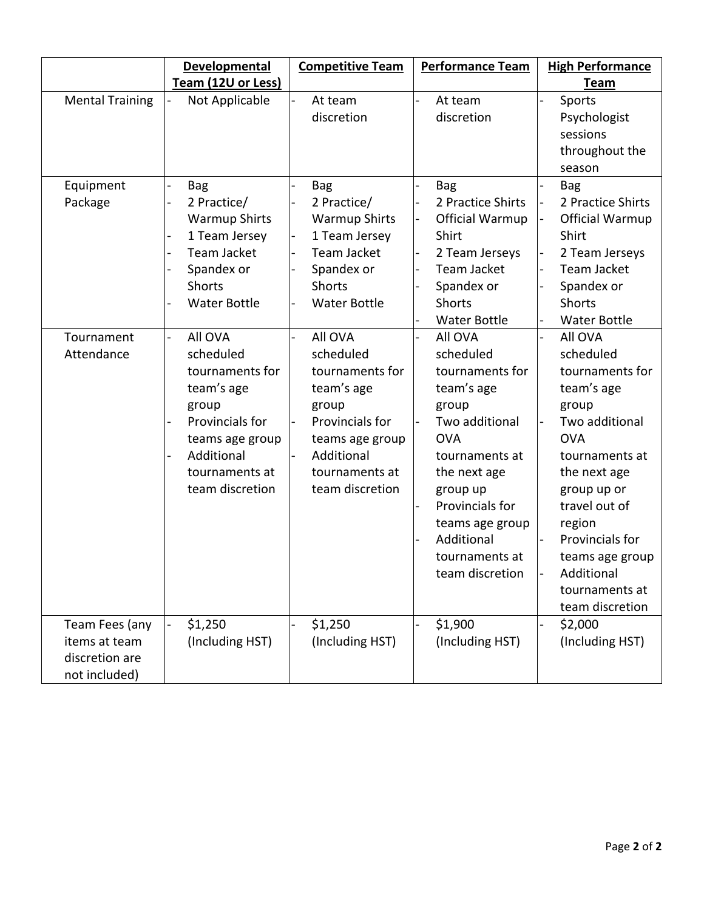| | Developmental Team (12U or Less) | Competitive Team | Performance Team | High Performance Team |
|---|---|---|---|---|
| Mental Training | - Not Applicable | - At team discretion | - At team discretion | - Sports Psychologist sessions throughout the season |
| Equipment Package | - Bag<br>- 2 Practice/ Warmup Shirts<br>- 1 Team Jersey<br>- Team Jacket<br>- Spandex or Shorts<br>- Water Bottle | - Bag<br>- 2 Practice/ Warmup Shirts<br>- 1 Team Jersey<br>- Team Jacket<br>- Spandex or Shorts<br>- Water Bottle | - Bag<br>- 2 Practice Shirts<br>- Official Warmup Shirt<br>- 2 Team Jerseys<br>- Team Jacket<br>- Spandex or Shorts<br>- Water Bottle | - Bag<br>- 2 Practice Shirts<br>- Official Warmup Shirt<br>- 2 Team Jerseys<br>- Team Jacket<br>- Spandex or Shorts<br>- Water Bottle |
| Tournament Attendance | - All OVA scheduled tournaments for team's age group<br>- Provincials for teams age group<br>- Additional tournaments at team discretion | - All OVA scheduled tournaments for team's age group<br>- Provincials for teams age group<br>- Additional tournaments at team discretion | - All OVA scheduled tournaments for team's age group<br>- Two additional OVA tournaments at the next age group up<br>- Provincials for teams age group<br>- Additional tournaments at team discretion | - All OVA scheduled tournaments for team's age group<br>- Two additional OVA tournaments at the next age group up or travel out of region<br>- Provincials for teams age group<br>- Additional tournaments at team discretion |
| Team Fees (any items at team discretion are not included) | - $1,250 (Including HST) | - $1,250 (Including HST) | - $1,900 (Including HST) | - $2,000 (Including HST) |